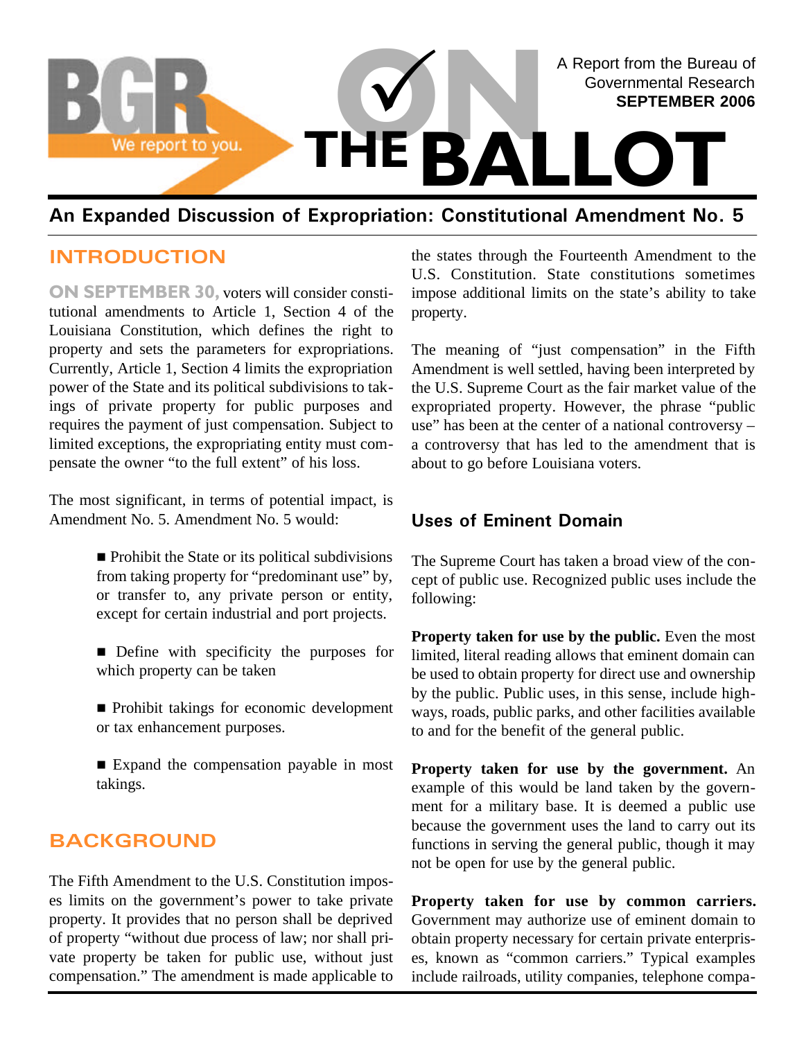BGR We report to you.

A Report from the Bureau of Governmental Research
**SEPTEMBER 2006**

# ON THE BALLOT

## An Expanded Discussion of Expropriation: Constitutional Amendment No. 5

## INTRODUCTION

**ON SEPTEMBER 30,** voters will consider constitutional amendments to Article 1, Section 4 of the Louisiana Constitution, which defines the right to property and sets the parameters for expropriations. Currently, Article 1, Section 4 limits the expropriation power of the State and its political subdivisions to takings of private property for public purposes and requires the payment of just compensation. Subject to limited exceptions, the expropriating entity must compensate the owner "to the full extent" of his loss.

The most significant, in terms of potential impact, is Amendment No. 5. Amendment No. 5 would:

- Prohibit the State or its political subdivisions from taking property for "predominant use" by, or transfer to, any private person or entity, except for certain industrial and port projects.
- Define with specificity the purposes for which property can be taken
- Prohibit takings for economic development or tax enhancement purposes.
- Expand the compensation payable in most takings.

## BACKGROUND

The Fifth Amendment to the U.S. Constitution imposes limits on the government's power to take private property. It provides that no person shall be deprived of property "without due process of law; nor shall private property be taken for public use, without just compensation." The amendment is made applicable to the states through the Fourteenth Amendment to the U.S. Constitution. State constitutions sometimes impose additional limits on the state's ability to take property.

The meaning of "just compensation" in the Fifth Amendment is well settled, having been interpreted by the U.S. Supreme Court as the fair market value of the expropriated property. However, the phrase "public use" has been at the center of a national controversy – a controversy that has led to the amendment that is about to go before Louisiana voters.

### Uses of Eminent Domain

The Supreme Court has taken a broad view of the concept of public use. Recognized public uses include the following:

**Property taken for use by the public.** Even the most limited, literal reading allows that eminent domain can be used to obtain property for direct use and ownership by the public. Public uses, in this sense, include highways, roads, public parks, and other facilities available to and for the benefit of the general public.

**Property taken for use by the government.** An example of this would be land taken by the government for a military base. It is deemed a public use because the government uses the land to carry out its functions in serving the general public, though it may not be open for use by the general public.

**Property taken for use by common carriers.** Government may authorize use of eminent domain to obtain property necessary for certain private enterprises, known as "common carriers." Typical examples include railroads, utility companies, telephone compa-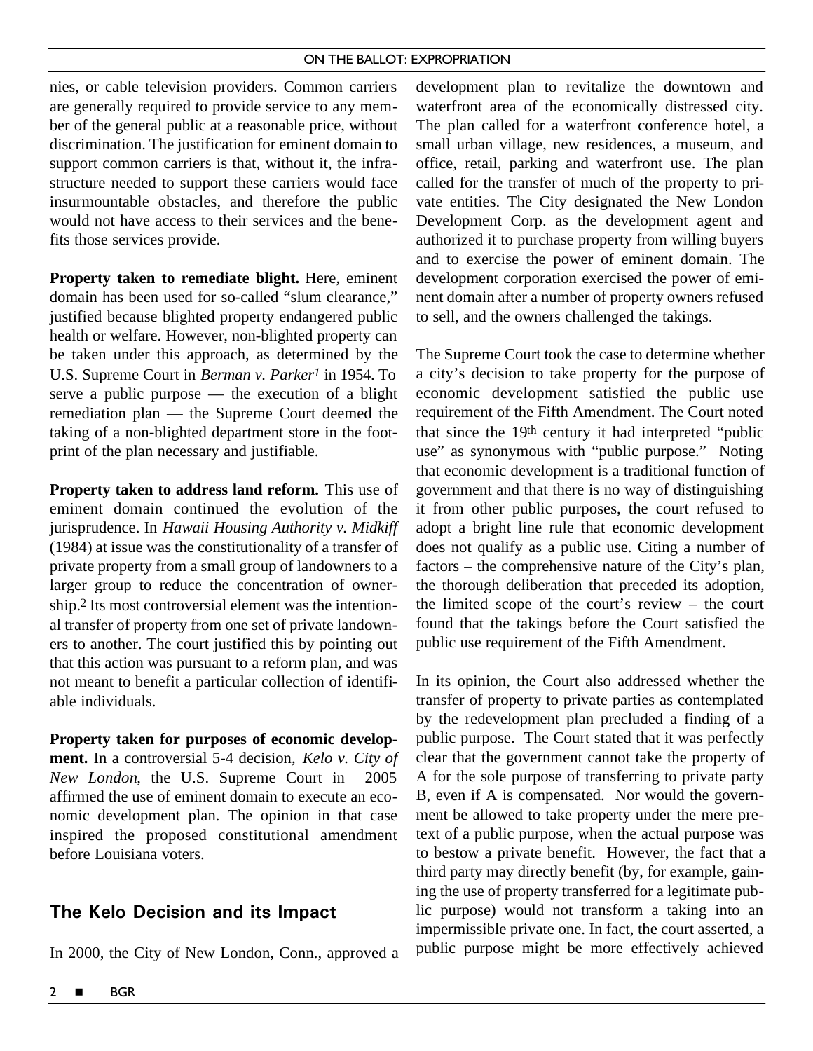nies, or cable television providers. Common carriers are generally required to provide service to any member of the general public at a reasonable price, without discrimination. The justification for eminent domain to support common carriers is that, without it, the infrastructure needed to support these carriers would face insurmountable obstacles, and therefore the public would not have access to their services and the benefits those services provide.

**Property taken to remediate blight.** Here, eminent domain has been used for so-called "slum clearance," justified because blighted property endangered public health or welfare. However, non-blighted property can be taken under this approach, as determined by the U.S. Supreme Court in *Berman v. Parker*[1] in 1954. To serve a public purpose — the execution of a blight remediation plan — the Supreme Court deemed the taking of a non-blighted department store in the footprint of the plan necessary and justifiable.

**Property taken to address land reform.** This use of eminent domain continued the evolution of the jurisprudence. In *Hawaii Housing Authority v. Midkiff* (1984) at issue was the constitutionality of a transfer of private property from a small group of landowners to a larger group to reduce the concentration of ownership.[2] Its most controversial element was the intentional transfer of property from one set of private landowners to another. The court justified this by pointing out that this action was pursuant to a reform plan, and was not meant to benefit a particular collection of identifiable individuals.

**Property taken for purposes of economic development.** In a controversial 5-4 decision, *Kelo v. City of New London*, the U.S. Supreme Court in 2005 affirmed the use of eminent domain to execute an economic development plan. The opinion in that case inspired the proposed constitutional amendment before Louisiana voters.

## The Kelo Decision and its Impact

In 2000, the City of New London, Conn., approved a development plan to revitalize the downtown and waterfront area of the economically distressed city. The plan called for a waterfront conference hotel, a small urban village, new residences, a museum, and office, retail, parking and waterfront use. The plan called for the transfer of much of the property to private entities. The City designated the New London Development Corp. as the development agent and authorized it to purchase property from willing buyers and to exercise the power of eminent domain. The development corporation exercised the power of eminent domain after a number of property owners refused to sell, and the owners challenged the takings.

The Supreme Court took the case to determine whether a city's decision to take property for the purpose of economic development satisfied the public use requirement of the Fifth Amendment. The Court noted that since the 19th century it had interpreted "public use" as synonymous with "public purpose." Noting that economic development is a traditional function of government and that there is no way of distinguishing it from other public purposes, the court refused to adopt a bright line rule that economic development does not qualify as a public use. Citing a number of factors – the comprehensive nature of the City's plan, the thorough deliberation that preceded its adoption, the limited scope of the court's review – the court found that the takings before the Court satisfied the public use requirement of the Fifth Amendment.

In its opinion, the Court also addressed whether the transfer of property to private parties as contemplated by the redevelopment plan precluded a finding of a public purpose. The Court stated that it was perfectly clear that the government cannot take the property of A for the sole purpose of transferring to private party B, even if A is compensated. Nor would the government be allowed to take property under the mere pretext of a public purpose, when the actual purpose was to bestow a private benefit. However, the fact that a third party may directly benefit (by, for example, gaining the use of property transferred for a legitimate public purpose) would not transform a taking into an impermissible private one. In fact, the court asserted, a public purpose might be more effectively achieved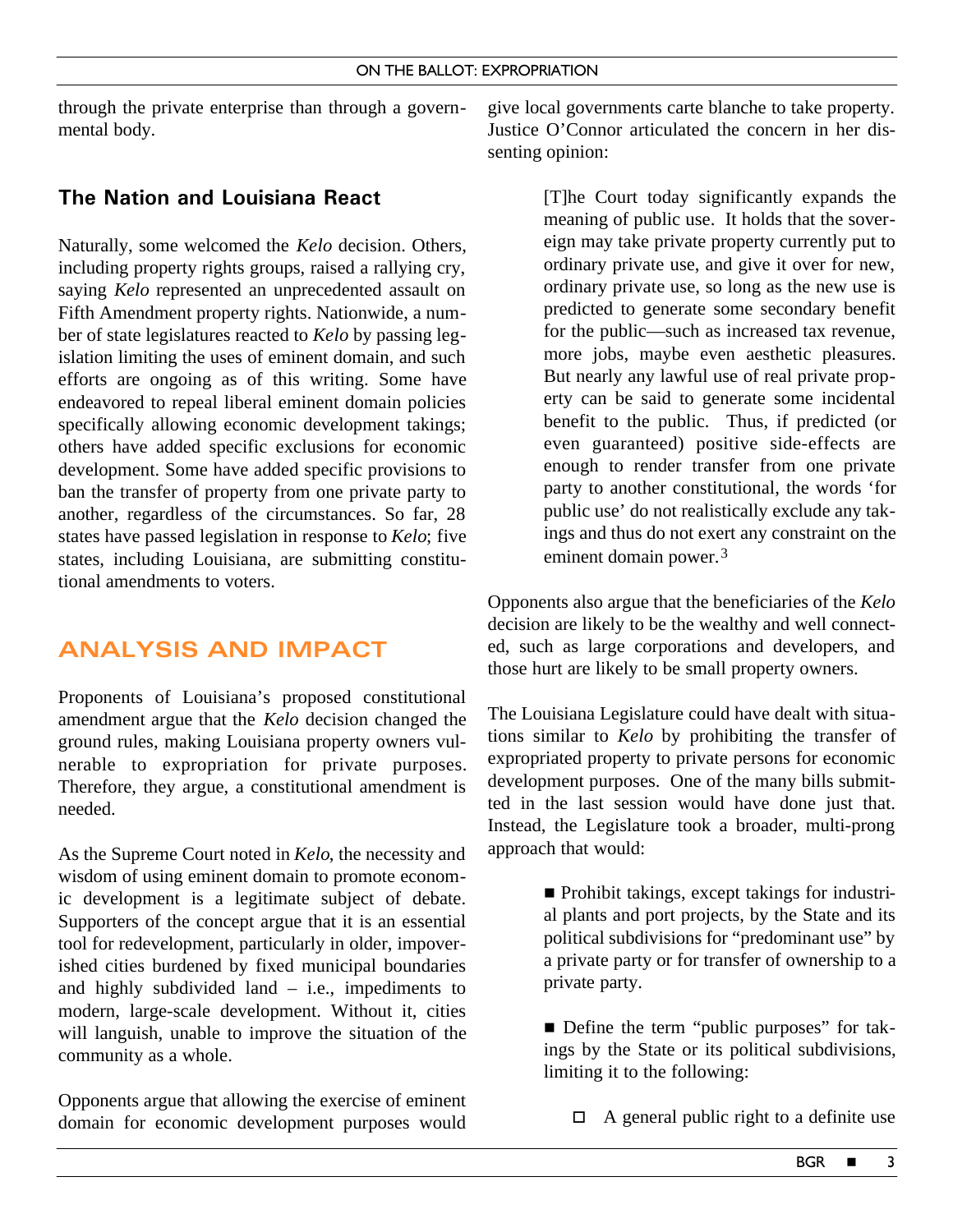through the private enterprise than through a governmental body.

## The Nation and Louisiana React

Naturally, some welcomed the *Kelo* decision. Others, including property rights groups, raised a rallying cry, saying *Kelo* represented an unprecedented assault on Fifth Amendment property rights. Nationwide, a number of state legislatures reacted to *Kelo* by passing legislation limiting the uses of eminent domain, and such efforts are ongoing as of this writing. Some have endeavored to repeal liberal eminent domain policies specifically allowing economic development takings; others have added specific exclusions for economic development. Some have added specific provisions to ban the transfer of property from one private party to another, regardless of the circumstances. So far, 28 states have passed legislation in response to *Kelo*; five states, including Louisiana, are submitting constitutional amendments to voters.

# ANALYSIS AND IMPACT

Proponents of Louisiana's proposed constitutional amendment argue that the *Kelo* decision changed the ground rules, making Louisiana property owners vulnerable to expropriation for private purposes. Therefore, they argue, a constitutional amendment is needed.

As the Supreme Court noted in *Kelo*, the necessity and wisdom of using eminent domain to promote economic development is a legitimate subject of debate. Supporters of the concept argue that it is an essential tool for redevelopment, particularly in older, impoverished cities burdened by fixed municipal boundaries and highly subdivided land – i.e., impediments to modern, large-scale development. Without it, cities will languish, unable to improve the situation of the community as a whole.

Opponents argue that allowing the exercise of eminent domain for economic development purposes would give local governments carte blanche to take property. Justice O'Connor articulated the concern in her dissenting opinion:

> [T]he Court today significantly expands the meaning of public use. It holds that the sovereign may take private property currently put to ordinary private use, and give it over for new, ordinary private use, so long as the new use is predicted to generate some secondary benefit for the public—such as increased tax revenue, more jobs, maybe even aesthetic pleasures. But nearly any lawful use of real private property can be said to generate some incidental benefit to the public. Thus, if predicted (or even guaranteed) positive side-effects are enough to render transfer from one private party to another constitutional, the words 'for public use' do not realistically exclude any takings and thus do not exert any constraint on the eminent domain power.[3]

Opponents also argue that the beneficiaries of the *Kelo* decision are likely to be the wealthy and well connected, such as large corporations and developers, and those hurt are likely to be small property owners.

The Louisiana Legislature could have dealt with situations similar to *Kelo* by prohibiting the transfer of expropriated property to private persons for economic development purposes. One of the many bills submitted in the last session would have done just that. Instead, the Legislature took a broader, multi-prong approach that would:

- Prohibit takings, except takings for industrial plants and port projects, by the State and its political subdivisions for "predominant use" by a private party or for transfer of ownership to a private party.

- Define the term "public purposes" for takings by the State or its political subdivisions, limiting it to the following:

  - A general public right to a definite use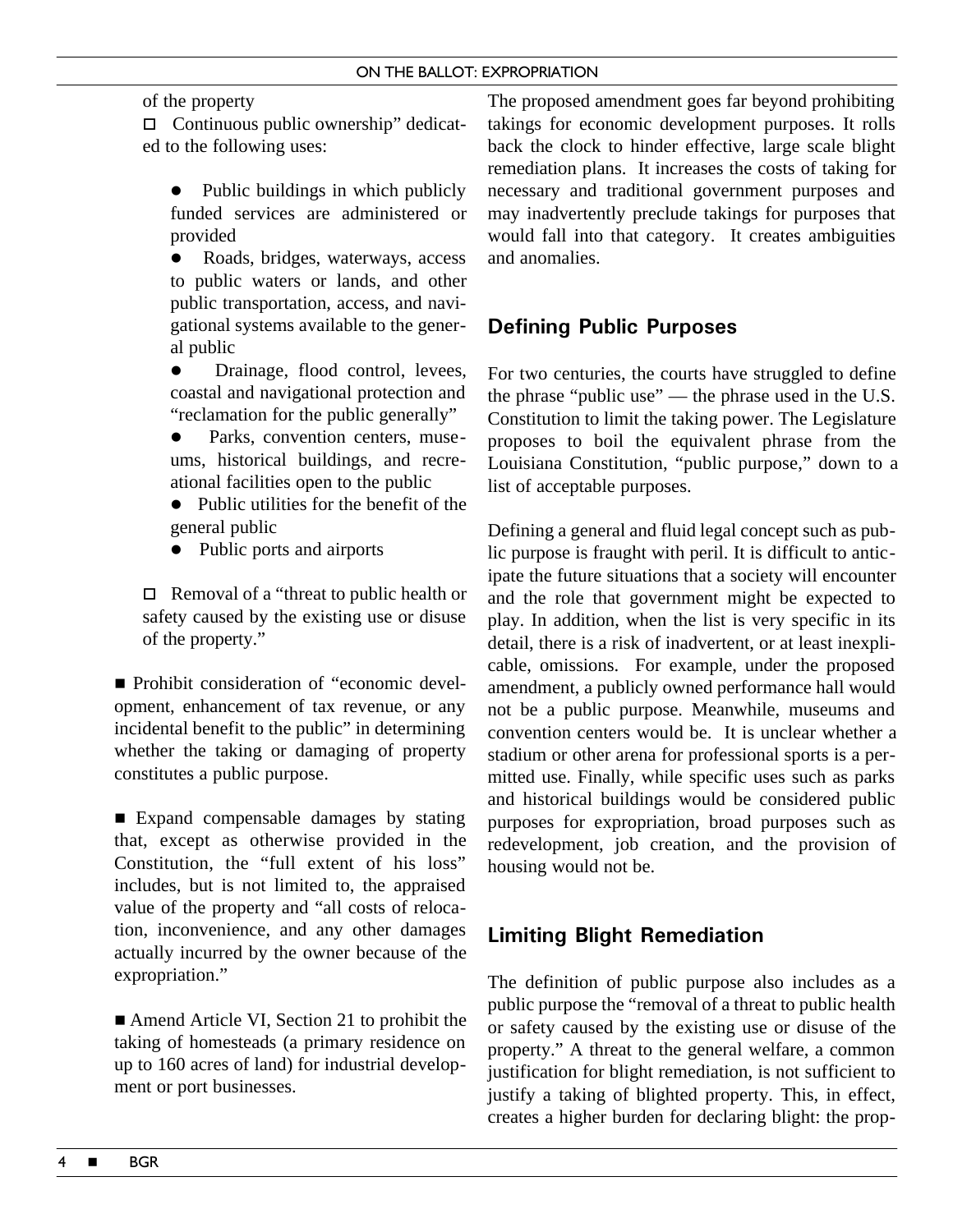of the property

- Continuous public ownership" dedicated to the following uses:

  - Public buildings in which publicly funded services are administered or provided
  - Roads, bridges, waterways, access to public waters or lands, and other public transportation, access, and navigational systems available to the general public
  - Drainage, flood control, levees, coastal and navigational protection and "reclamation for the public generally"
  - Parks, convention centers, museums, historical buildings, and recreational facilities open to the public
  - Public utilities for the benefit of the general public
  - Public ports and airports

- Removal of a "threat to public health or safety caused by the existing use or disuse of the property."

- Prohibit consideration of "economic development, enhancement of tax revenue, or any incidental benefit to the public" in determining whether the taking or damaging of property constitutes a public purpose.

- Expand compensable damages by stating that, except as otherwise provided in the Constitution, the "full extent of his loss" includes, but is not limited to, the appraised value of the property and "all costs of relocation, inconvenience, and any other damages actually incurred by the owner because of the expropriation."

- Amend Article VI, Section 21 to prohibit the taking of homesteads (a primary residence on up to 160 acres of land) for industrial development or port businesses.

The proposed amendment goes far beyond prohibiting takings for economic development purposes. It rolls back the clock to hinder effective, large scale blight remediation plans. It increases the costs of taking for necessary and traditional government purposes and may inadvertently preclude takings for purposes that would fall into that category. It creates ambiguities and anomalies.

## Defining Public Purposes

For two centuries, the courts have struggled to define the phrase "public use" — the phrase used in the U.S. Constitution to limit the taking power. The Legislature proposes to boil the equivalent phrase from the Louisiana Constitution, "public purpose," down to a list of acceptable purposes.

Defining a general and fluid legal concept such as public purpose is fraught with peril. It is difficult to anticipate the future situations that a society will encounter and the role that government might be expected to play. In addition, when the list is very specific in its detail, there is a risk of inadvertent, or at least inexplicable, omissions. For example, under the proposed amendment, a publicly owned performance hall would not be a public purpose. Meanwhile, museums and convention centers would be. It is unclear whether a stadium or other arena for professional sports is a permitted use. Finally, while specific uses such as parks and historical buildings would be considered public purposes for expropriation, broad purposes such as redevelopment, job creation, and the provision of housing would not be.

## Limiting Blight Remediation

The definition of public purpose also includes as a public purpose the "removal of a threat to public health or safety caused by the existing use or disuse of the property." A threat to the general welfare, a common justification for blight remediation, is not sufficient to justify a taking of blighted property. This, in effect, creates a higher burden for declaring blight: the prop-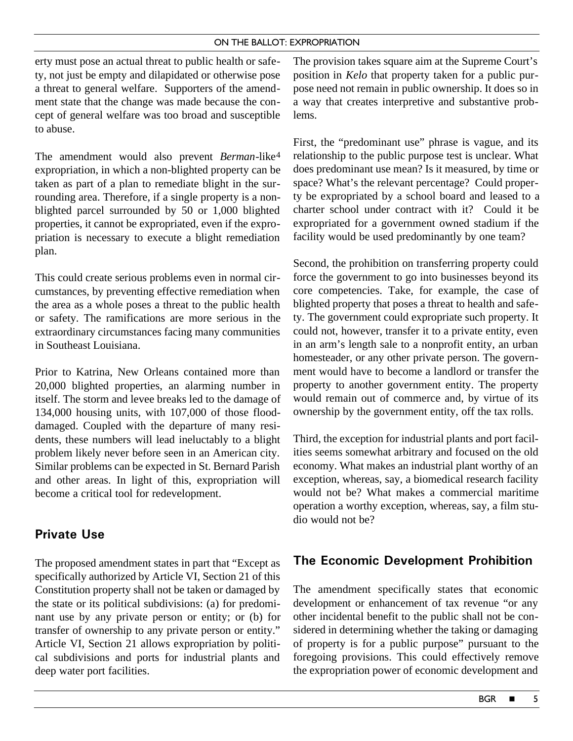erty must pose an actual threat to public health or safety, not just be empty and dilapidated or otherwise pose a threat to general welfare. Supporters of the amendment state that the change was made because the concept of general welfare was too broad and susceptible to abuse.

The amendment would also prevent *Berman*-like[4] expropriation, in which a non-blighted property can be taken as part of a plan to remediate blight in the surrounding area. Therefore, if a single property is a non-blighted parcel surrounded by 50 or 1,000 blighted properties, it cannot be expropriated, even if the expropriation is necessary to execute a blight remediation plan.

This could create serious problems even in normal circumstances, by preventing effective remediation when the area as a whole poses a threat to the public health or safety. The ramifications are more serious in the extraordinary circumstances facing many communities in Southeast Louisiana.

Prior to Katrina, New Orleans contained more than 20,000 blighted properties, an alarming number in itself. The storm and levee breaks led to the damage of 134,000 housing units, with 107,000 of those flood-damaged. Coupled with the departure of many residents, these numbers will lead ineluctably to a blight problem likely never before seen in an American city. Similar problems can be expected in St. Bernard Parish and other areas. In light of this, expropriation will become a critical tool for redevelopment.

## Private Use

The proposed amendment states in part that "Except as specifically authorized by Article VI, Section 21 of this Constitution property shall not be taken or damaged by the state or its political subdivisions: (a) for predominant use by any private person or entity; or (b) for transfer of ownership to any private person or entity." Article VI, Section 21 allows expropriation by political subdivisions and ports for industrial plants and deep water port facilities.

The provision takes square aim at the Supreme Court's position in *Kelo* that property taken for a public purpose need not remain in public ownership. It does so in a way that creates interpretive and substantive problems.

First, the "predominant use" phrase is vague, and its relationship to the public purpose test is unclear. What does predominant use mean? Is it measured, by time or space? What's the relevant percentage? Could property be expropriated by a school board and leased to a charter school under contract with it? Could it be expropriated for a government owned stadium if the facility would be used predominantly by one team?

Second, the prohibition on transferring property could force the government to go into businesses beyond its core competencies. Take, for example, the case of blighted property that poses a threat to health and safety. The government could expropriate such property. It could not, however, transfer it to a private entity, even in an arm's length sale to a nonprofit entity, an urban homesteader, or any other private person. The government would have to become a landlord or transfer the property to another government entity. The property would remain out of commerce and, by virtue of its ownership by the government entity, off the tax rolls.

Third, the exception for industrial plants and port facilities seems somewhat arbitrary and focused on the old economy. What makes an industrial plant worthy of an exception, whereas, say, a biomedical research facility would not be? What makes a commercial maritime operation a worthy exception, whereas, say, a film studio would not be?

## The Economic Development Prohibition

The amendment specifically states that economic development or enhancement of tax revenue "or any other incidental benefit to the public shall not be considered in determining whether the taking or damaging of property is for a public purpose" pursuant to the foregoing provisions. This could effectively remove the expropriation power of economic development and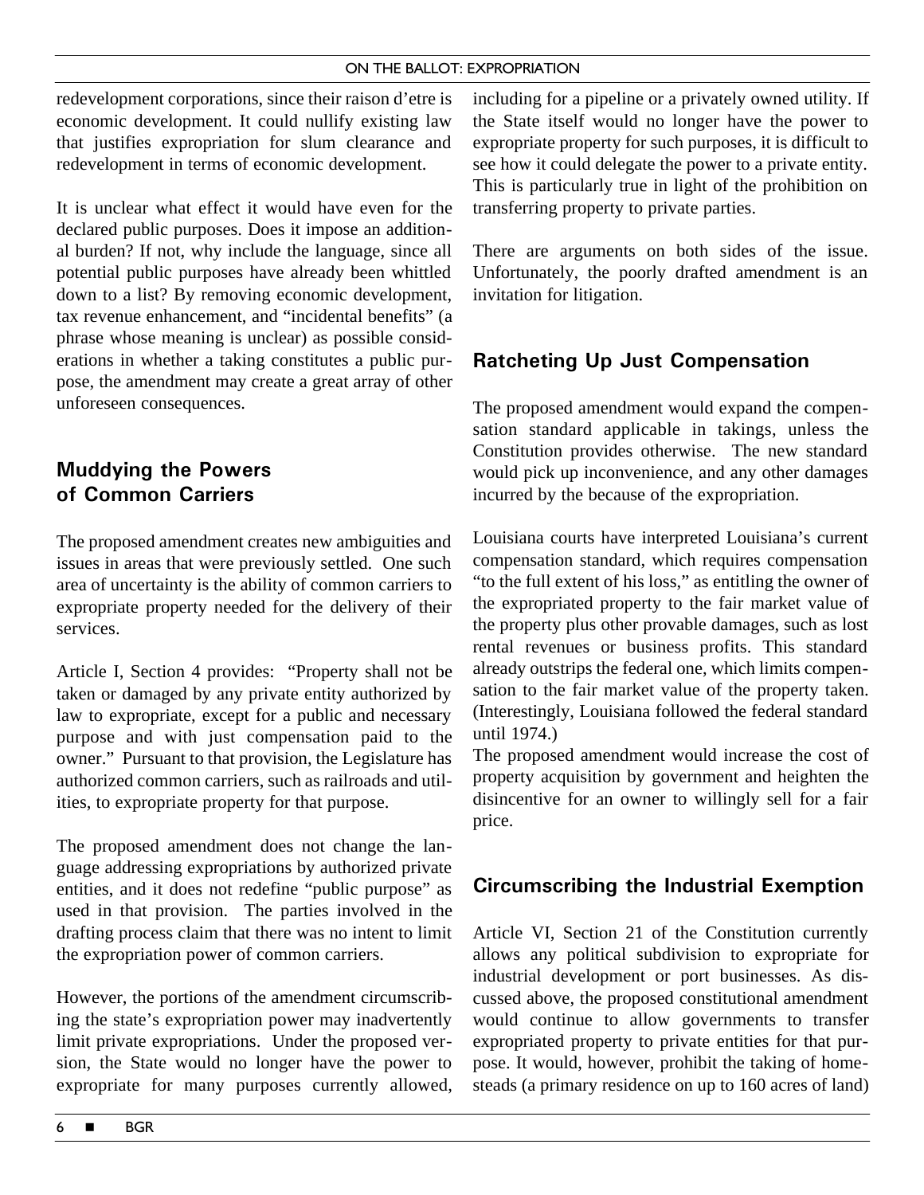redevelopment corporations, since their raison d'etre is economic development. It could nullify existing law that justifies expropriation for slum clearance and redevelopment in terms of economic development.

It is unclear what effect it would have even for the declared public purposes. Does it impose an additional burden? If not, why include the language, since all potential public purposes have already been whittled down to a list? By removing economic development, tax revenue enhancement, and "incidental benefits" (a phrase whose meaning is unclear) as possible considerations in whether a taking constitutes a public purpose, the amendment may create a great array of other unforeseen consequences.

## Muddying the Powers of Common Carriers

The proposed amendment creates new ambiguities and issues in areas that were previously settled. One such area of uncertainty is the ability of common carriers to expropriate property needed for the delivery of their services.

Article I, Section 4 provides: "Property shall not be taken or damaged by any private entity authorized by law to expropriate, except for a public and necessary purpose and with just compensation paid to the owner." Pursuant to that provision, the Legislature has authorized common carriers, such as railroads and utilities, to expropriate property for that purpose.

The proposed amendment does not change the language addressing expropriations by authorized private entities, and it does not redefine "public purpose" as used in that provision. The parties involved in the drafting process claim that there was no intent to limit the expropriation power of common carriers.

However, the portions of the amendment circumscribing the state's expropriation power may inadvertently limit private expropriations. Under the proposed version, the State would no longer have the power to expropriate for many purposes currently allowed, including for a pipeline or a privately owned utility. If the State itself would no longer have the power to expropriate property for such purposes, it is difficult to see how it could delegate the power to a private entity. This is particularly true in light of the prohibition on transferring property to private parties.

There are arguments on both sides of the issue. Unfortunately, the poorly drafted amendment is an invitation for litigation.

## Ratcheting Up Just Compensation

The proposed amendment would expand the compensation standard applicable in takings, unless the Constitution provides otherwise. The new standard would pick up inconvenience, and any other damages incurred by the because of the expropriation.

Louisiana courts have interpreted Louisiana's current compensation standard, which requires compensation "to the full extent of his loss," as entitling the owner of the expropriated property to the fair market value of the property plus other provable damages, such as lost rental revenues or business profits. This standard already outstrips the federal one, which limits compensation to the fair market value of the property taken. (Interestingly, Louisiana followed the federal standard until 1974.)

The proposed amendment would increase the cost of property acquisition by government and heighten the disincentive for an owner to willingly sell for a fair price.

## Circumscribing the Industrial Exemption

Article VI, Section 21 of the Constitution currently allows any political subdivision to expropriate for industrial development or port businesses. As discussed above, the proposed constitutional amendment would continue to allow governments to transfer expropriated property to private entities for that purpose. It would, however, prohibit the taking of homesteads (a primary residence on up to 160 acres of land)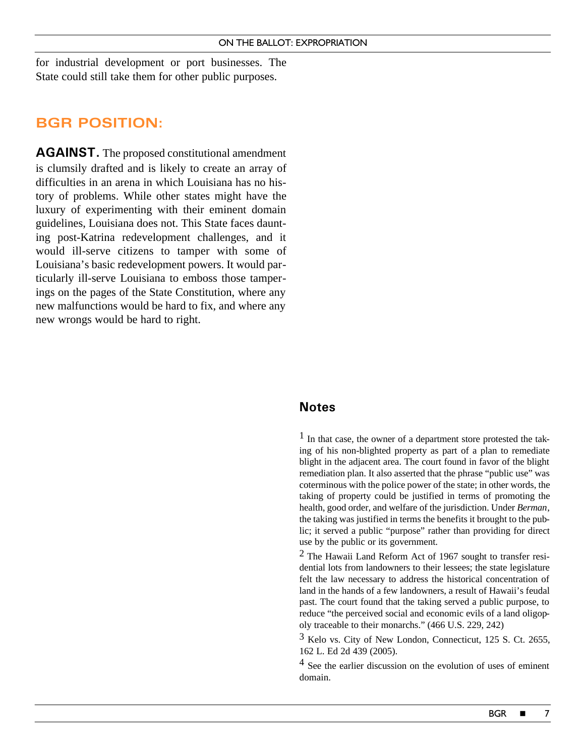for industrial development or port businesses. The State could still take them for other public purposes.

## BGR POSITION:

**AGAINST.** The proposed constitutional amendment is clumsily drafted and is likely to create an array of difficulties in an arena in which Louisiana has no history of problems. While other states might have the luxury of experimenting with their eminent domain guidelines, Louisiana does not. This State faces daunting post-Katrina redevelopment challenges, and it would ill-serve citizens to tamper with some of Louisiana's basic redevelopment powers. It would particularly ill-serve Louisiana to emboss those tamperings on the pages of the State Constitution, where any new malfunctions would be hard to fix, and where any new wrongs would be hard to right.

### Notes

[1] In that case, the owner of a department store protested the taking of his non-blighted property as part of a plan to remediate blight in the adjacent area. The court found in favor of the blight remediation plan. It also asserted that the phrase "public use" was coterminous with the police power of the state; in other words, the taking of property could be justified in terms of promoting the health, good order, and welfare of the jurisdiction. Under *Berman*, the taking was justified in terms the benefits it brought to the public; it served a public "purpose" rather than providing for direct use by the public or its government.

[2] The Hawaii Land Reform Act of 1967 sought to transfer residential lots from landowners to their lessees; the state legislature felt the law necessary to address the historical concentration of land in the hands of a few landowners, a result of Hawaii's feudal past. The court found that the taking served a public purpose, to reduce "the perceived social and economic evils of a land oligopoly traceable to their monarchs." (466 U.S. 229, 242)

[3] Kelo vs. City of New London, Connecticut, 125 S. Ct. 2655, 162 L. Ed 2d 439 (2005).

[4] See the earlier discussion on the evolution of uses of eminent domain.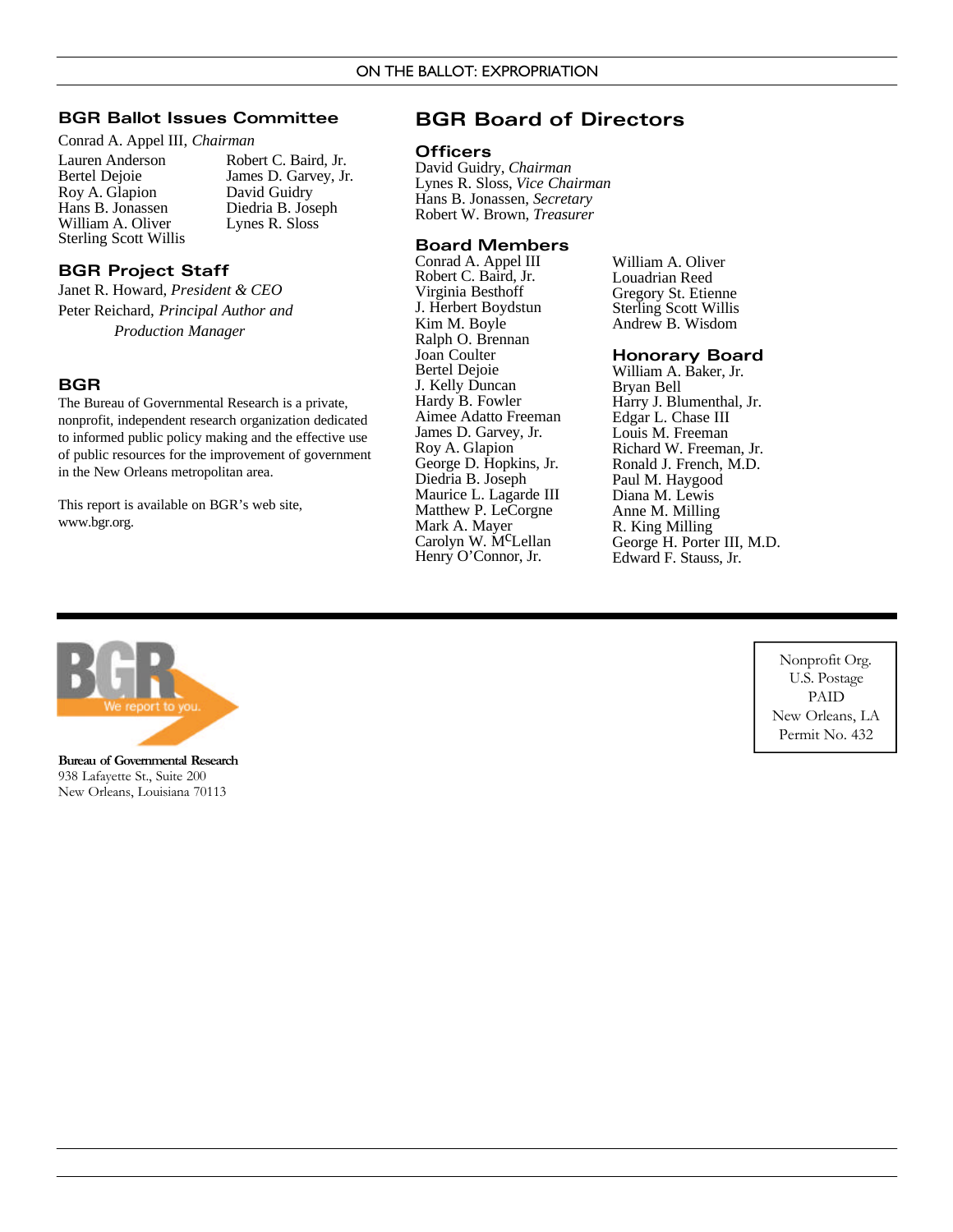## BGR Ballot Issues Committee

Conrad A. Appel III, *Chairman*

Lauren Anderson
Bertel Dejoie
Roy A. Glapion
Hans B. Jonassen
William A. Oliver
Sterling Scott Willis
Robert C. Baird, Jr.
James D. Garvey, Jr.
David Guidry
Diedria B. Joseph
Lynes R. Sloss

## BGR Project Staff

Janet R. Howard, *President & CEO*
Peter Reichard, *Principal Author and Production Manager*

## BGR

The Bureau of Governmental Research is a private, nonprofit, independent research organization dedicated to informed public policy making and the effective use of public resources for the improvement of government in the New Orleans metropolitan area.

This report is available on BGR's web site, www.bgr.org.

## BGR Board of Directors

### Officers

David Guidry, *Chairman*
Lynes R. Sloss, *Vice Chairman*
Hans B. Jonassen, *Secretary*
Robert W. Brown, *Treasurer*

### Board Members

Conrad A. Appel III
Robert C. Baird, Jr.
Virginia Besthoff
J. Herbert Boydstun
Kim M. Boyle
Ralph O. Brennan
Joan Coulter
Bertel Dejoie
J. Kelly Duncan
Hardy B. Fowler
Aimee Adatto Freeman
James D. Garvey, Jr.
Roy A. Glapion
George D. Hopkins, Jr.
Diedria B. Joseph
Maurice L. Lagarde III
Matthew P. LeCorgne
Mark A. Mayer
Carolyn W. McLellan
Henry O'Connor, Jr.
William A. Oliver
Louadrian Reed
Gregory St. Etienne
Sterling Scott Willis
Andrew B. Wisdom

### Honorary Board

William A. Baker, Jr.
Bryan Bell
Harry J. Blumenthal, Jr.
Edgar L. Chase III
Louis M. Freeman
Richard W. Freeman, Jr.
Ronald J. French, M.D.
Paul M. Haygood
Diana M. Lewis
Anne M. Milling
R. King Milling
George H. Porter III, M.D.
Edward F. Stauss, Jr.

BGR
We report to you.

**Bureau of Governmental Research**
938 Lafayette St., Suite 200
New Orleans, Louisiana 70113

Nonprofit Org.
U.S. Postage
PAID
New Orleans, LA
Permit No. 432